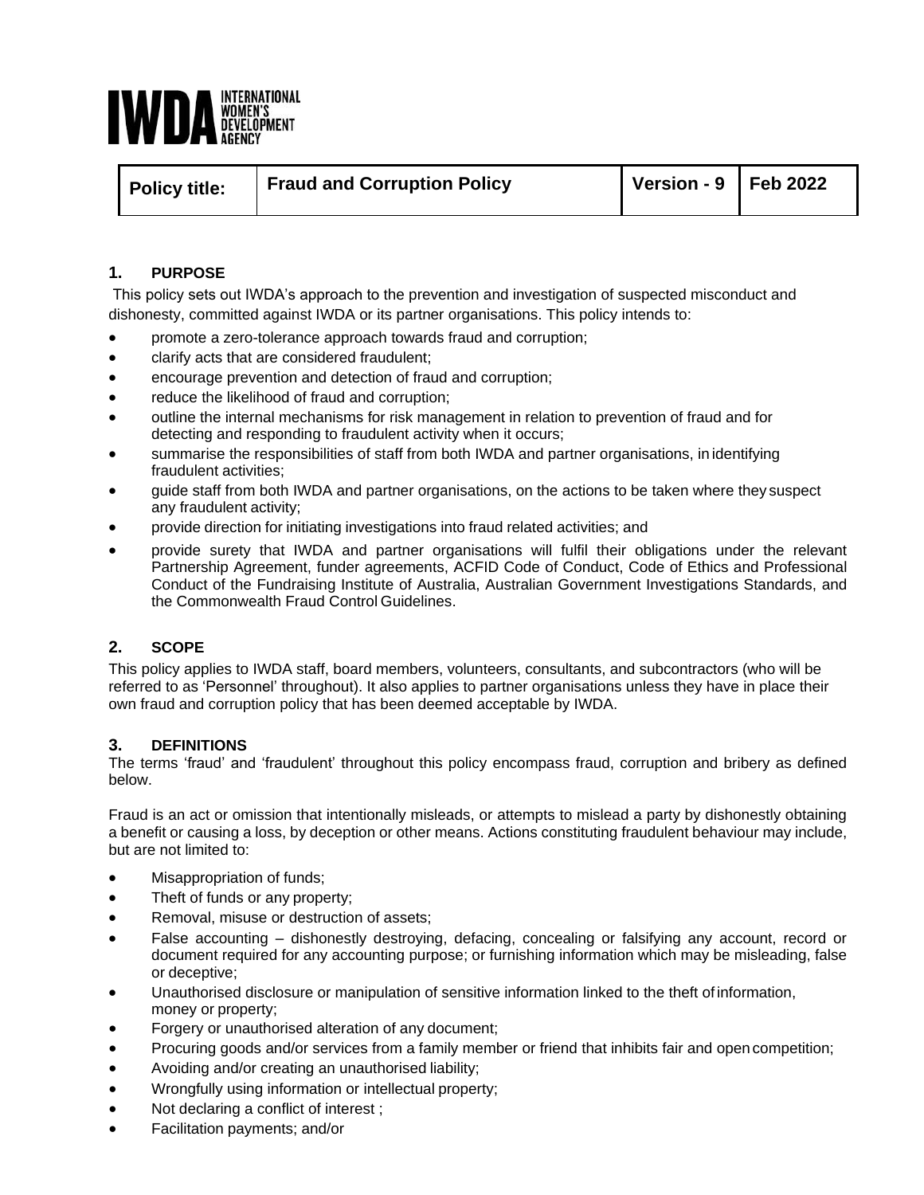**IWDA** INTERNATIONAL WOMEN'S DEVELOPMENT AGENCY

| Policy title: | Fraud and Corruption Policy | Version - 9 | Feb 2022 |
|---|---|---|---|

## 1. PURPOSE

This policy sets out IWDA's approach to the prevention and investigation of suspected misconduct and dishonesty, committed against IWDA or its partner organisations. This policy intends to:

- promote a zero-tolerance approach towards fraud and corruption;
- clarify acts that are considered fraudulent;
- encourage prevention and detection of fraud and corruption;
- reduce the likelihood of fraud and corruption;
- outline the internal mechanisms for risk management in relation to prevention of fraud and for detecting and responding to fraudulent activity when it occurs;
- summarise the responsibilities of staff from both IWDA and partner organisations, in identifying fraudulent activities;
- guide staff from both IWDA and partner organisations, on the actions to be taken where they suspect any fraudulent activity;
- provide direction for initiating investigations into fraud related activities; and
- provide surety that IWDA and partner organisations will fulfil their obligations under the relevant Partnership Agreement, funder agreements, ACFID Code of Conduct, Code of Ethics and Professional Conduct of the Fundraising Institute of Australia, Australian Government Investigations Standards, and the Commonwealth Fraud Control Guidelines.

## 2. SCOPE

This policy applies to IWDA staff, board members, volunteers, consultants, and subcontractors (who will be referred to as 'Personnel' throughout). It also applies to partner organisations unless they have in place their own fraud and corruption policy that has been deemed acceptable by IWDA.

## 3. DEFINITIONS

The terms 'fraud' and 'fraudulent' throughout this policy encompass fraud, corruption and bribery as defined below.

Fraud is an act or omission that intentionally misleads, or attempts to mislead a party by dishonestly obtaining a benefit or causing a loss, by deception or other means. Actions constituting fraudulent behaviour may include, but are not limited to:

- Misappropriation of funds;
- Theft of funds or any property;
- Removal, misuse or destruction of assets;
- False accounting – dishonestly destroying, defacing, concealing or falsifying any account, record or document required for any accounting purpose; or furnishing information which may be misleading, false or deceptive;
- Unauthorised disclosure or manipulation of sensitive information linked to the theft of information, money or property;
- Forgery or unauthorised alteration of any document;
- Procuring goods and/or services from a family member or friend that inhibits fair and open competition;
- Avoiding and/or creating an unauthorised liability;
- Wrongfully using information or intellectual property;
- Not declaring a conflict of interest ;
- Facilitation payments; and/or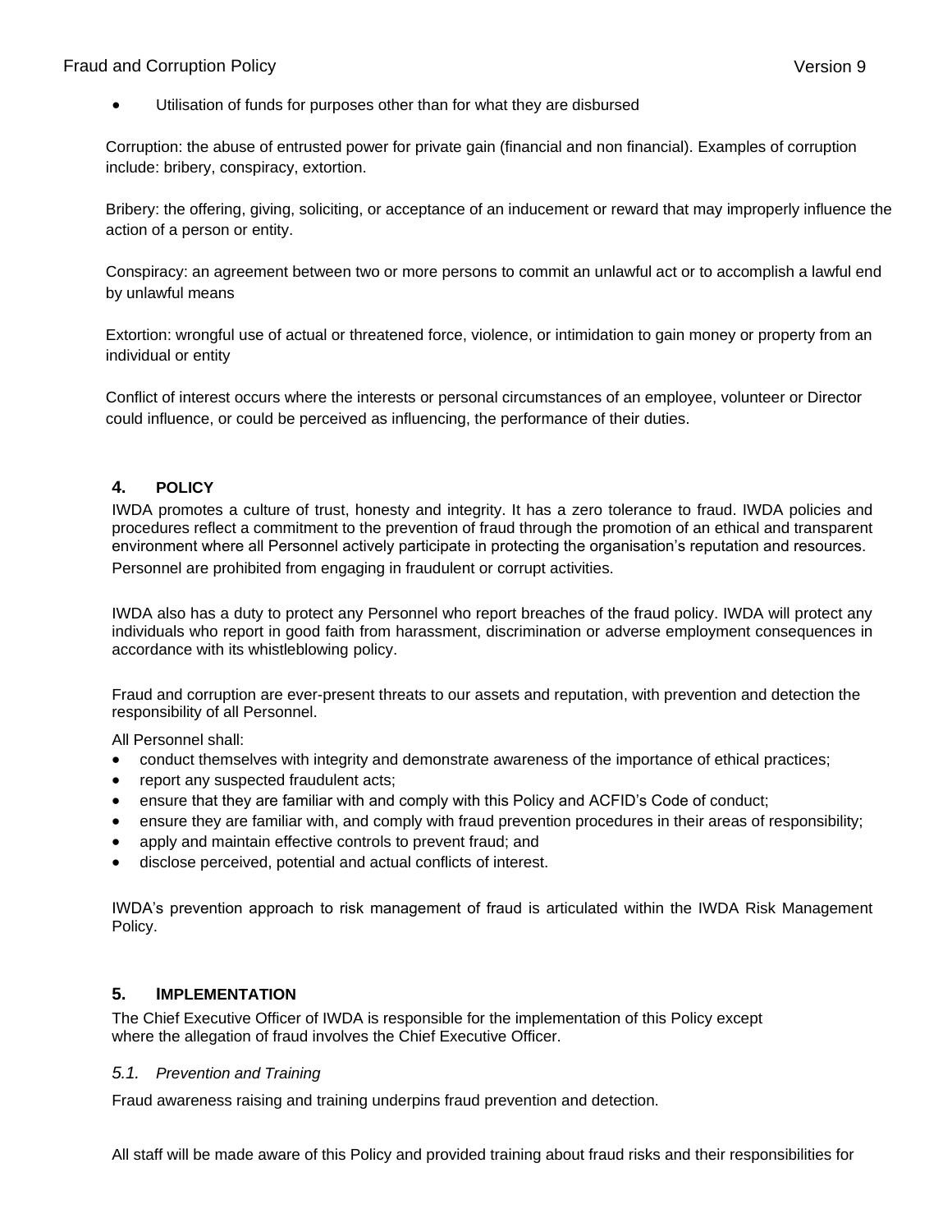- Utilisation of funds for purposes other than for what they are disbursed

Corruption: the abuse of entrusted power for private gain (financial and non financial). Examples of corruption include: bribery, conspiracy, extortion.

Bribery: the offering, giving, soliciting, or acceptance of an inducement or reward that may improperly influence the action of a person or entity.

Conspiracy: an agreement between two or more persons to commit an unlawful act or to accomplish a lawful end by unlawful means

Extortion: wrongful use of actual or threatened force, violence, or intimidation to gain money or property from an individual or entity

Conflict of interest occurs where the interests or personal circumstances of an employee, volunteer or Director could influence, or could be perceived as influencing, the performance of their duties.

## 4. POLICY

IWDA promotes a culture of trust, honesty and integrity. It has a zero tolerance to fraud. IWDA policies and procedures reflect a commitment to the prevention of fraud through the promotion of an ethical and transparent environment where all Personnel actively participate in protecting the organisation's reputation and resources. Personnel are prohibited from engaging in fraudulent or corrupt activities.

IWDA also has a duty to protect any Personnel who report breaches of the fraud policy. IWDA will protect any individuals who report in good faith from harassment, discrimination or adverse employment consequences in accordance with its whistleblowing policy.

Fraud and corruption are ever-present threats to our assets and reputation, with prevention and detection the responsibility of all Personnel.

All Personnel shall:

- conduct themselves with integrity and demonstrate awareness of the importance of ethical practices;
- report any suspected fraudulent acts;
- ensure that they are familiar with and comply with this Policy and ACFID's Code of conduct;
- ensure they are familiar with, and comply with fraud prevention procedures in their areas of responsibility;
- apply and maintain effective controls to prevent fraud; and
- disclose perceived, potential and actual conflicts of interest.

IWDA's prevention approach to risk management of fraud is articulated within the IWDA Risk Management Policy.

## 5. IMPLEMENTATION

The Chief Executive Officer of IWDA is responsible for the implementation of this Policy except where the allegation of fraud involves the Chief Executive Officer.

### *5.1. Prevention and Training*

Fraud awareness raising and training underpins fraud prevention and detection.

All staff will be made aware of this Policy and provided training about fraud risks and their responsibilities for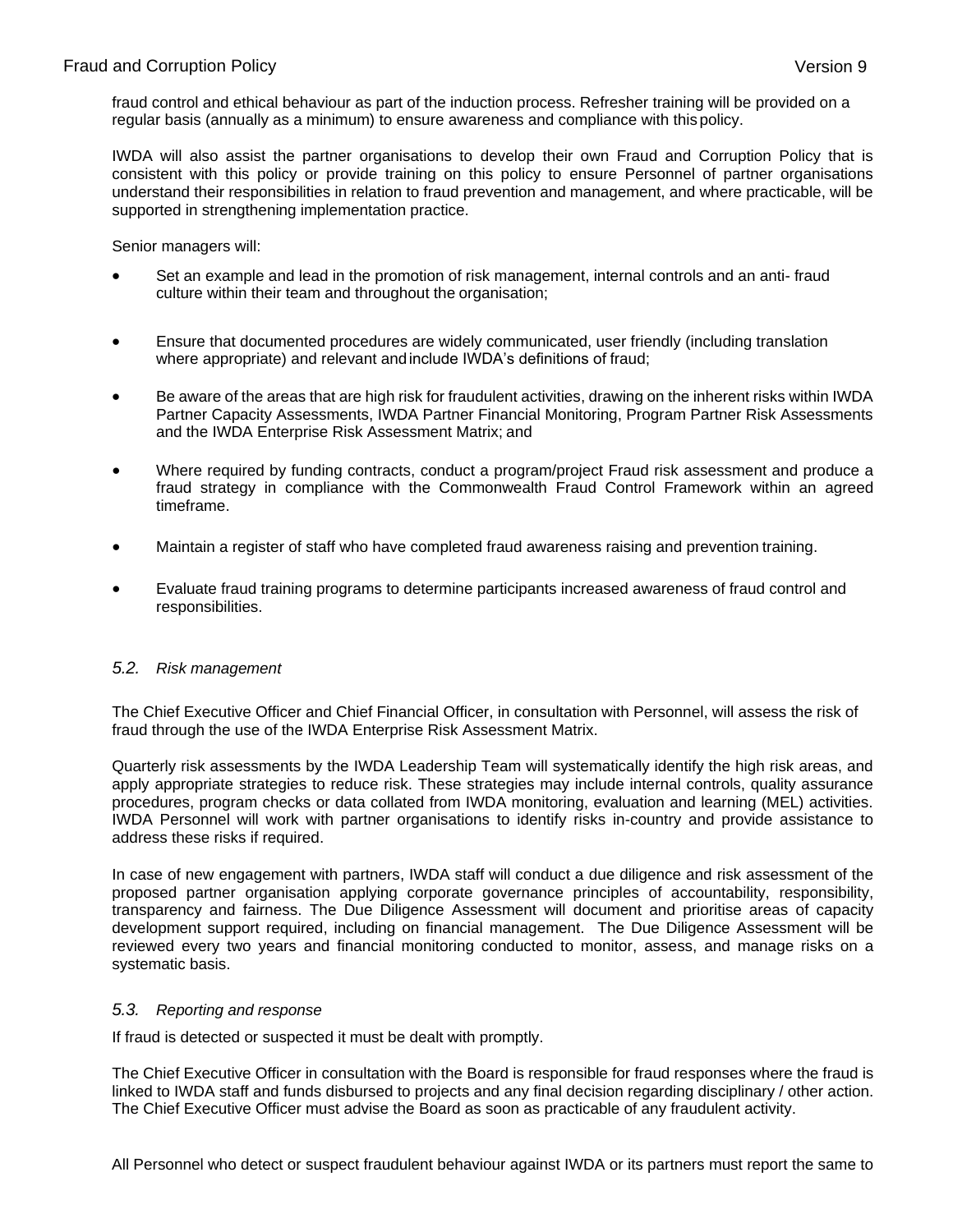fraud control and ethical behaviour as part of the induction process. Refresher training will be provided on a regular basis (annually as a minimum) to ensure awareness and compliance with this policy.

IWDA will also assist the partner organisations to develop their own Fraud and Corruption Policy that is consistent with this policy or provide training on this policy to ensure Personnel of partner organisations understand their responsibilities in relation to fraud prevention and management, and where practicable, will be supported in strengthening implementation practice.

Senior managers will:

- Set an example and lead in the promotion of risk management, internal controls and an anti- fraud culture within their team and throughout the organisation;
- Ensure that documented procedures are widely communicated, user friendly (including translation where appropriate) and relevant and include IWDA's definitions of fraud;
- Be aware of the areas that are high risk for fraudulent activities, drawing on the inherent risks within IWDA Partner Capacity Assessments, IWDA Partner Financial Monitoring, Program Partner Risk Assessments and the IWDA Enterprise Risk Assessment Matrix; and
- Where required by funding contracts, conduct a program/project Fraud risk assessment and produce a fraud strategy in compliance with the Commonwealth Fraud Control Framework within an agreed timeframe.
- Maintain a register of staff who have completed fraud awareness raising and prevention training.
- Evaluate fraud training programs to determine participants increased awareness of fraud control and responsibilities.

### *5.2. Risk management*

The Chief Executive Officer and Chief Financial Officer, in consultation with Personnel, will assess the risk of fraud through the use of the IWDA Enterprise Risk Assessment Matrix.

Quarterly risk assessments by the IWDA Leadership Team will systematically identify the high risk areas, and apply appropriate strategies to reduce risk. These strategies may include internal controls, quality assurance procedures, program checks or data collated from IWDA monitoring, evaluation and learning (MEL) activities. IWDA Personnel will work with partner organisations to identify risks in-country and provide assistance to address these risks if required.

In case of new engagement with partners, IWDA staff will conduct a due diligence and risk assessment of the proposed partner organisation applying corporate governance principles of accountability, responsibility, transparency and fairness. The Due Diligence Assessment will document and prioritise areas of capacity development support required, including on financial management. The Due Diligence Assessment will be reviewed every two years and financial monitoring conducted to monitor, assess, and manage risks on a systematic basis.

### *5.3. Reporting and response*

If fraud is detected or suspected it must be dealt with promptly.

The Chief Executive Officer in consultation with the Board is responsible for fraud responses where the fraud is linked to IWDA staff and funds disbursed to projects and any final decision regarding disciplinary / other action. The Chief Executive Officer must advise the Board as soon as practicable of any fraudulent activity.

All Personnel who detect or suspect fraudulent behaviour against IWDA or its partners must report the same to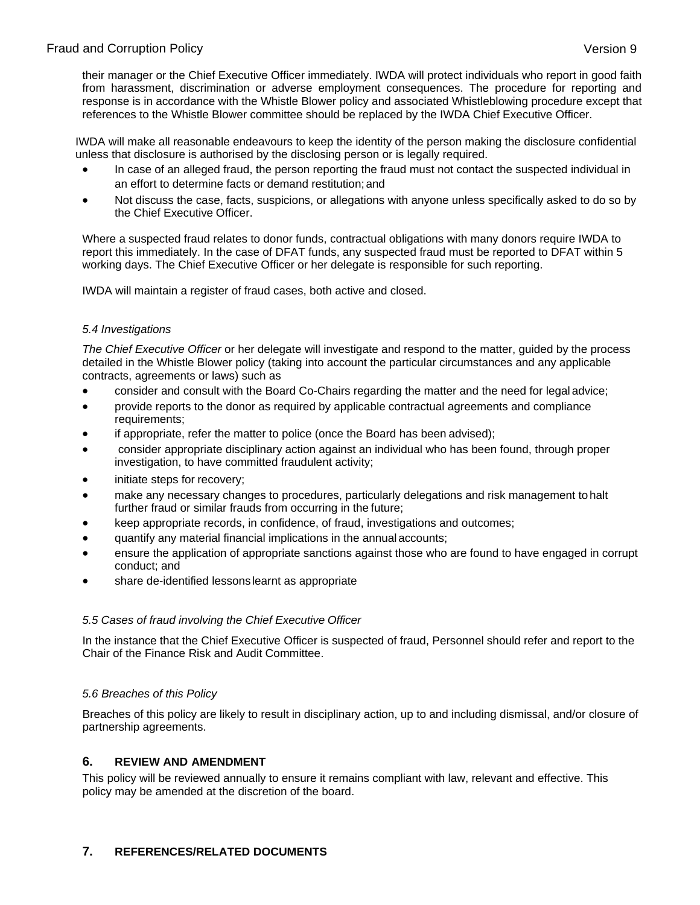their manager or the Chief Executive Officer immediately. IWDA will protect individuals who report in good faith from harassment, discrimination or adverse employment consequences. The procedure for reporting and response is in accordance with the Whistle Blower policy and associated Whistleblowing procedure except that references to the Whistle Blower committee should be replaced by the IWDA Chief Executive Officer.

IWDA will make all reasonable endeavours to keep the identity of the person making the disclosure confidential unless that disclosure is authorised by the disclosing person or is legally required.

- In case of an alleged fraud, the person reporting the fraud must not contact the suspected individual in an effort to determine facts or demand restitution; and
- Not discuss the case, facts, suspicions, or allegations with anyone unless specifically asked to do so by the Chief Executive Officer.

Where a suspected fraud relates to donor funds, contractual obligations with many donors require IWDA to report this immediately. In the case of DFAT funds, any suspected fraud must be reported to DFAT within 5 working days. The Chief Executive Officer or her delegate is responsible for such reporting.

IWDA will maintain a register of fraud cases, both active and closed.

### *5.4 Investigations*

*The Chief Executive Officer* or her delegate will investigate and respond to the matter, guided by the process detailed in the Whistle Blower policy (taking into account the particular circumstances and any applicable contracts, agreements or laws) such as

- consider and consult with the Board Co-Chairs regarding the matter and the need for legal advice;
- provide reports to the donor as required by applicable contractual agreements and compliance requirements;
- if appropriate, refer the matter to police (once the Board has been advised);
- consider appropriate disciplinary action against an individual who has been found, through proper investigation, to have committed fraudulent activity;
- initiate steps for recovery;
- make any necessary changes to procedures, particularly delegations and risk management to halt further fraud or similar frauds from occurring in the future;
- keep appropriate records, in confidence, of fraud, investigations and outcomes;
- quantify any material financial implications in the annual accounts;
- ensure the application of appropriate sanctions against those who are found to have engaged in corrupt conduct; and
- share de-identified lessons learnt as appropriate

### *5.5 Cases of fraud involving the Chief Executive Officer*

In the instance that the Chief Executive Officer is suspected of fraud, Personnel should refer and report to the Chair of the Finance Risk and Audit Committee.

### *5.6 Breaches of this Policy*

Breaches of this policy are likely to result in disciplinary action, up to and including dismissal, and/or closure of partnership agreements.

## 6. REVIEW AND AMENDMENT

This policy will be reviewed annually to ensure it remains compliant with law, relevant and effective. This policy may be amended at the discretion of the board.

## 7. REFERENCES/RELATED DOCUMENTS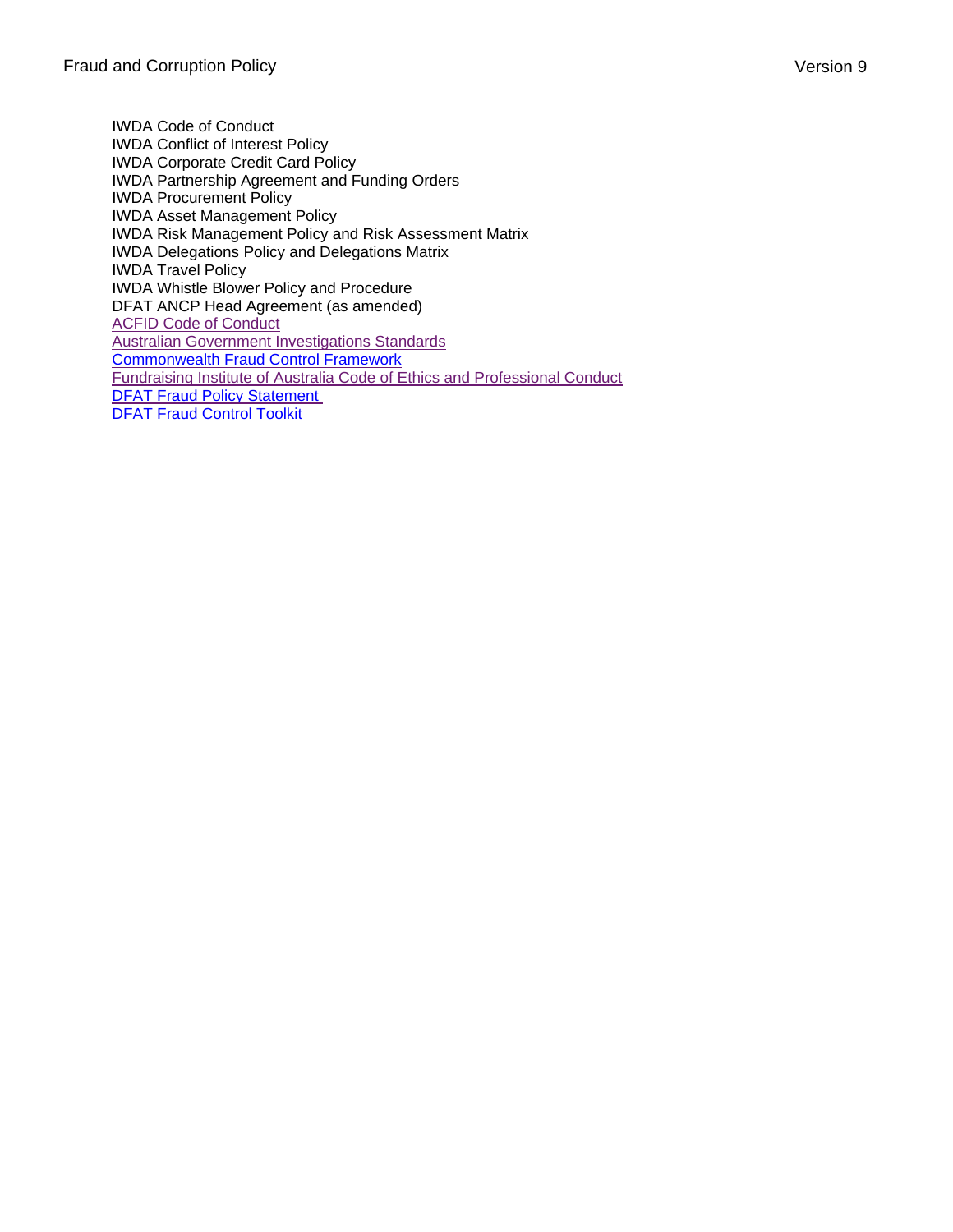IWDA Code of Conduct
IWDA Conflict of Interest Policy
IWDA Corporate Credit Card Policy
IWDA Partnership Agreement and Funding Orders
IWDA Procurement Policy
IWDA Asset Management Policy
IWDA Risk Management Policy and Risk Assessment Matrix
IWDA Delegations Policy and Delegations Matrix
IWDA Travel Policy
IWDA Whistle Blower Policy and Procedure
DFAT ANCP Head Agreement (as amended)
ACFID Code of Conduct
Australian Government Investigations Standards
Commonwealth Fraud Control Framework
Fundraising Institute of Australia Code of Ethics and Professional Conduct
DFAT Fraud Policy Statement
DFAT Fraud Control Toolkit